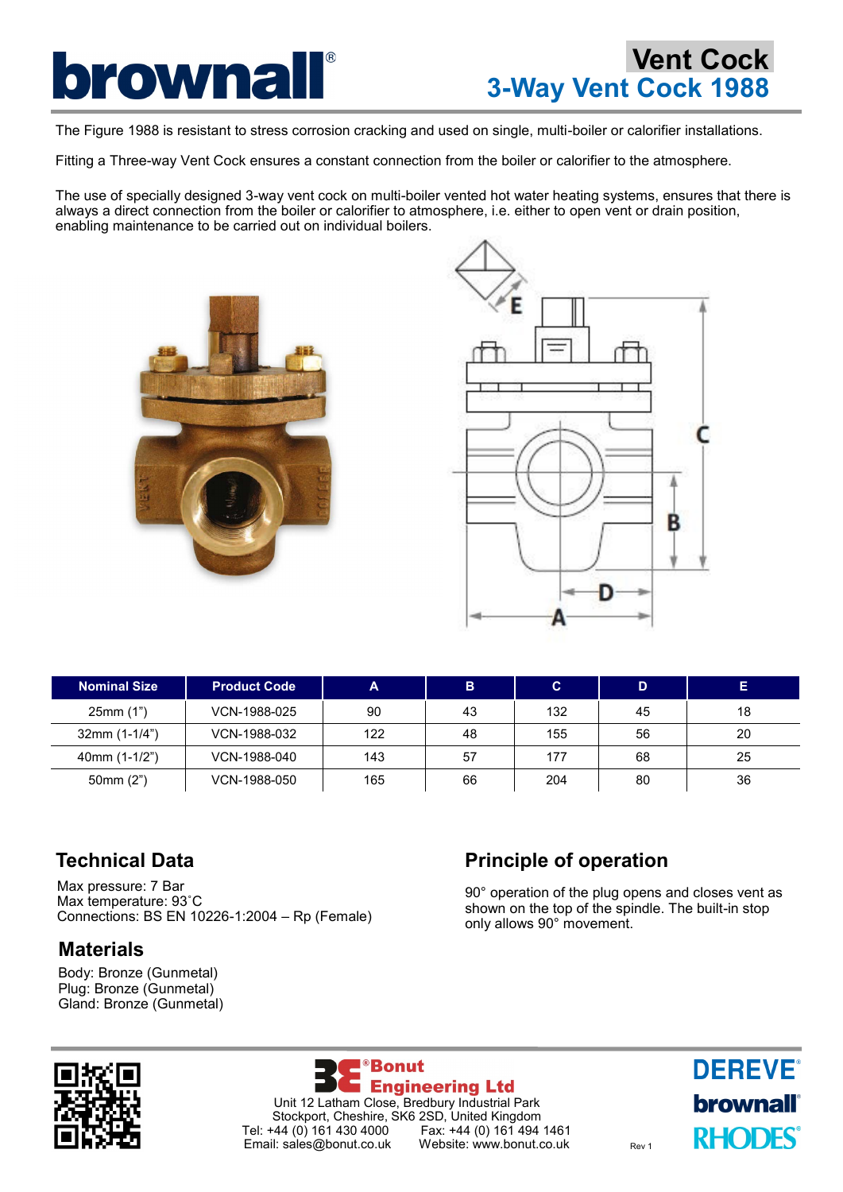# Vent Cock

## 3-Way Vent Cock 1988

The Figure 1988 is resistant to stress corrosion cracking and used on single, multi-boiler or calorifier installations.

Fitting a Three-way Vent Cock ensures a constant connection from the boiler or calorifier to the atmosphere.

The use of specially designed 3-way vent cock on multi-boiler vented hot water heating systems, ensures that there is always a direct connection from the boiler or calorifier to atmosphere, i.e. either to open vent or drain position, enabling maintenance to be carried out on individual boilers.

| Nominal Size | Product Code | A | B | C | D | E |
|---|---|---|---|---|---|---|
| 25mm (1") | VCN-1988-025 | 90 | 43 | 132 | 45 | 18 |
| 32mm (1-1/4") | VCN-1988-032 | 122 | 48 | 155 | 56 | 20 |
| 40mm (1-1/2") | VCN-1988-040 | 143 | 57 | 177 | 68 | 25 |
| 50mm (2") | VCN-1988-050 | 165 | 66 | 204 | 80 | 36 |

## Technical Data

Max pressure: 7 Bar
Max temperature: 93˚C
Connections: BS EN 10226-1:2004 – Rp (Female)

## Materials

Body: Bronze (Gunmetal)
Plug: Bronze (Gunmetal)
Gland: Bronze (Gunmetal)

## Principle of operation

90° operation of the plug opens and closes vent as shown on the top of the spindle. The built-in stop only allows 90° movement.

Bonut Engineering Ltd
Unit 12 Latham Close, Bredbury Industrial Park
Stockport, Cheshire, SK6 2SD, United Kingdom
Tel: +44 (0) 161 430 4000 Fax: +44 (0) 161 494 1461
Email: sales@bonut.co.uk Website: www.bonut.co.uk

Rev 1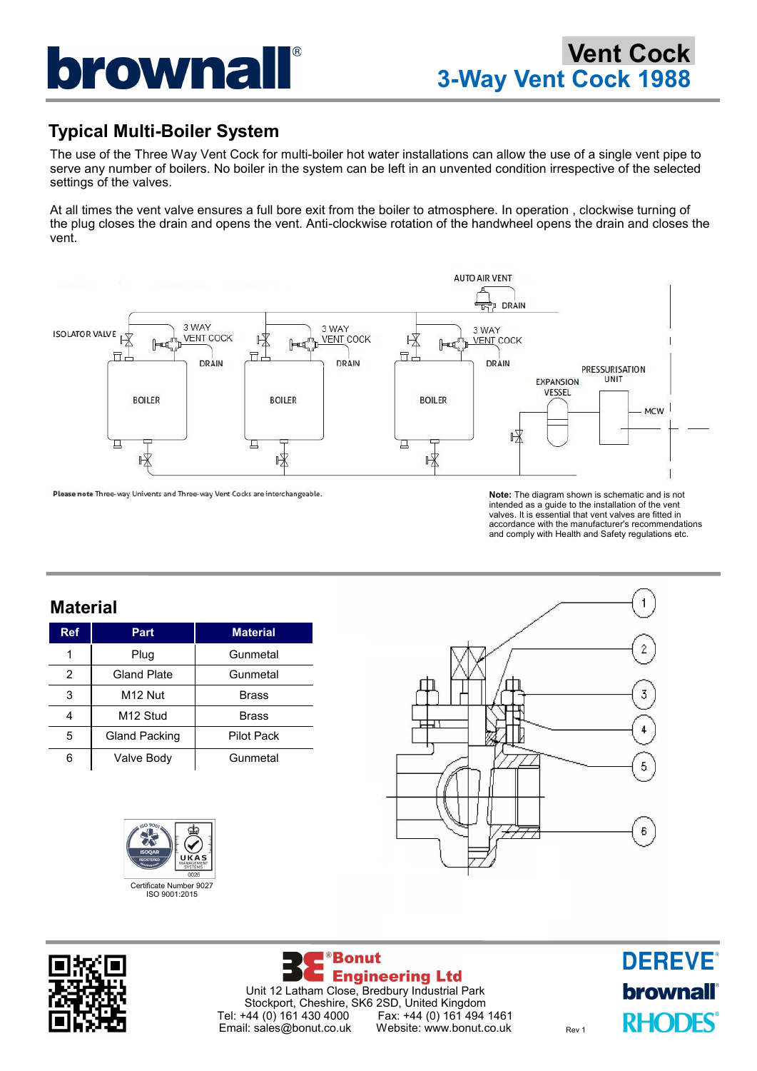# Vent Cock

## 3-Way Vent Cock 1988

## Typical Multi-Boiler System

The use of the Three Way Vent Cock for multi-boiler hot water installations can allow the use of a single vent pipe to serve any number of boilers. No boiler in the system can be left in an unvented condition irrespective of the selected settings of the valves.

At all times the vent valve ensures a full bore exit from the boiler to atmosphere. In operation , clockwise turning of the plug closes the drain and opens the vent. Anti-clockwise rotation of the handwheel opens the drain and closes the vent.

AUTO AIR VENT
DRAIN
ISOLATOR VALVE
3 WAY VENT COCK
DRAIN
BOILER
3 WAY VENT COCK
DRAIN
BOILER
3 WAY VENT COCK
DRAIN
BOILER
PRESSURISATION UNIT
EXPANSION VESSEL
MCW

**Please note** Three-way Univents and Three-way Vent Cocks are interchangeable.

**Note:** The diagram shown is schematic and is not intended as a guide to the installation of the vent valves. It is essential that vent valves are fitted in accordance with the manufacturer's recommendations and comply with Health and Safety regulations etc.

## Material

| Ref | Part | Material |
|---|---|---|
| 1 | Plug | Gunmetal |
| 2 | Gland Plate | Gunmetal |
| 3 | M12 Nut | Brass |
| 4 | M12 Stud | Brass |
| 5 | Gland Packing | Pilot Pack |
| 6 | Valve Body | Gunmetal |

1
2
3
4
5
6

Certificate Number 9027
ISO 9001:2015

Bonut Engineering Ltd
Unit 12 Latham Close, Bredbury Industrial Park
Stockport, Cheshire, SK6 2SD, United Kingdom
Tel: +44 (0) 161 430 4000 Fax: +44 (0) 161 494 1461
Email: sales@bonut.co.uk Website: www.bonut.co.uk

Rev 1